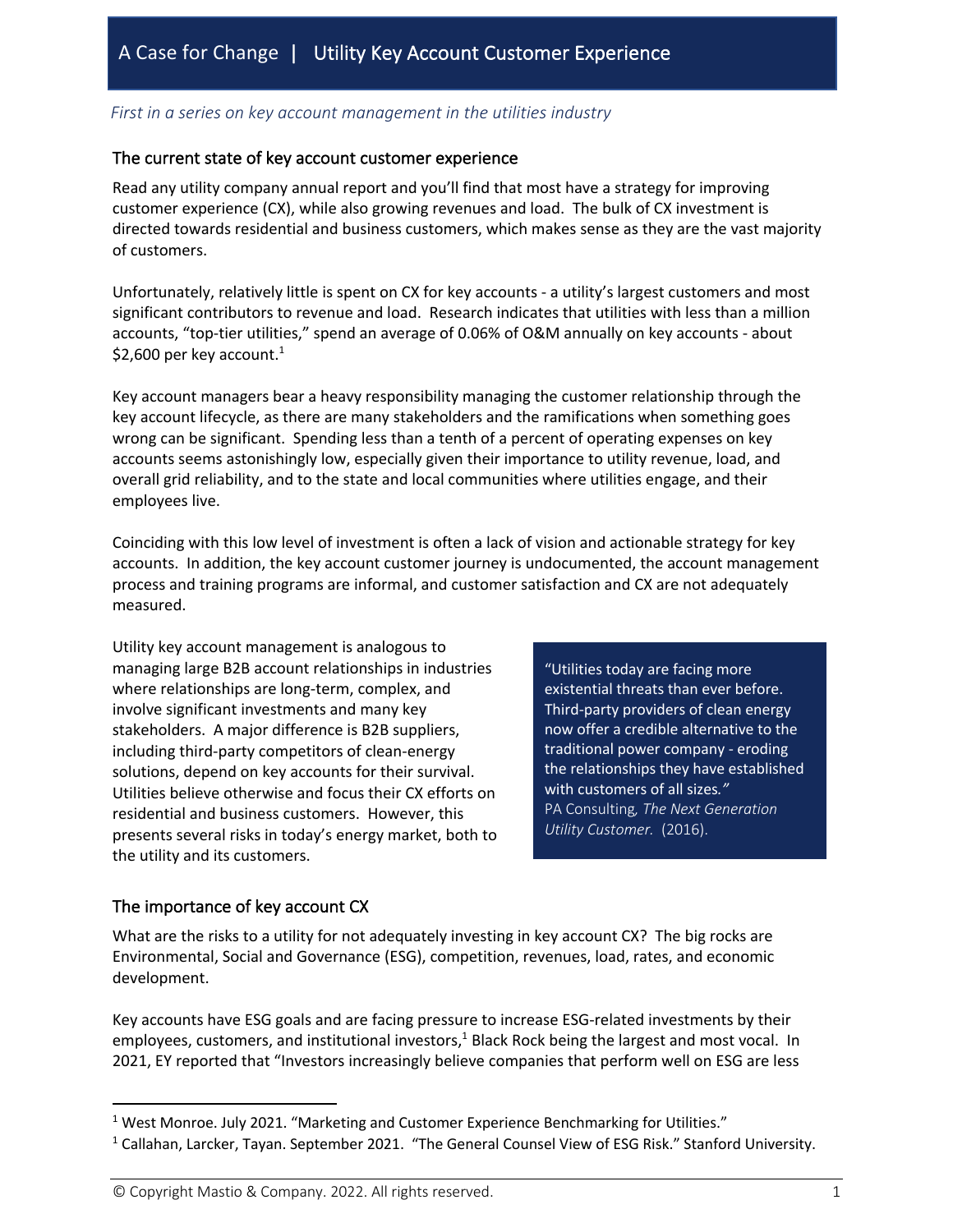# A Case for Change | Utility Key Account Customer Experience

*First in a series on key account management in the utilities industry*

## The current state of key account customer experience

Read any utility company annual report and you'll find that most have a strategy for improving customer experience (CX), while also growing revenues and load. The bulk of CX investment is directed towards residential and business customers, which makes sense as they are the vast majority of customers.

Unfortunately, relatively little is spent on CX for key accounts - a utility's largest customers and most significant contributors to revenue and load. Research indicates that utilities with less than a million accounts, "top-tier utilities," spend an average of 0.06% of O&M annually on key accounts - about $2,600 per key account.[1]

Key account managers bear a heavy responsibility managing the customer relationship through the key account lifecycle, as there are many stakeholders and the ramifications when something goes wrong can be significant. Spending less than a tenth of a percent of operating expenses on key accounts seems astonishingly low, especially given their importance to utility revenue, load, and overall grid reliability, and to the state and local communities where utilities engage, and their employees live.

Coinciding with this low level of investment is often a lack of vision and actionable strategy for key accounts. In addition, the key account customer journey is undocumented, the account management process and training programs are informal, and customer satisfaction and CX are not adequately measured.

Utility key account management is analogous to managing large B2B account relationships in industries where relationships are long-term, complex, and involve significant investments and many key stakeholders. A major difference is B2B suppliers, including third-party competitors of clean-energy solutions, depend on key accounts for their survival. Utilities believe otherwise and focus their CX efforts on residential and business customers. However, this presents several risks in today's energy market, both to the utility and its customers.

> "Utilities today are facing more existential threats than ever before. Third-party providers of clean energy now offer a credible alternative to the traditional power company - eroding the relationships they have established with customers of all sizes."
> PA Consulting, *The Next Generation Utility Customer.* (2016).

## The importance of key account CX

What are the risks to a utility for not adequately investing in key account CX? The big rocks are Environmental, Social and Governance (ESG), competition, revenues, load, rates, and economic development.

Key accounts have ESG goals and are facing pressure to increase ESG-related investments by their employees, customers, and institutional investors,[1] Black Rock being the largest and most vocal. In 2021, EY reported that "Investors increasingly believe companies that perform well on ESG are less

---

[1] West Monroe. July 2021. "Marketing and Customer Experience Benchmarking for Utilities."

[1] Callahan, Larcker, Tayan. September 2021. "The General Counsel View of ESG Risk." Stanford University.

© Copyright Mastio & Company. 2022. All rights reserved.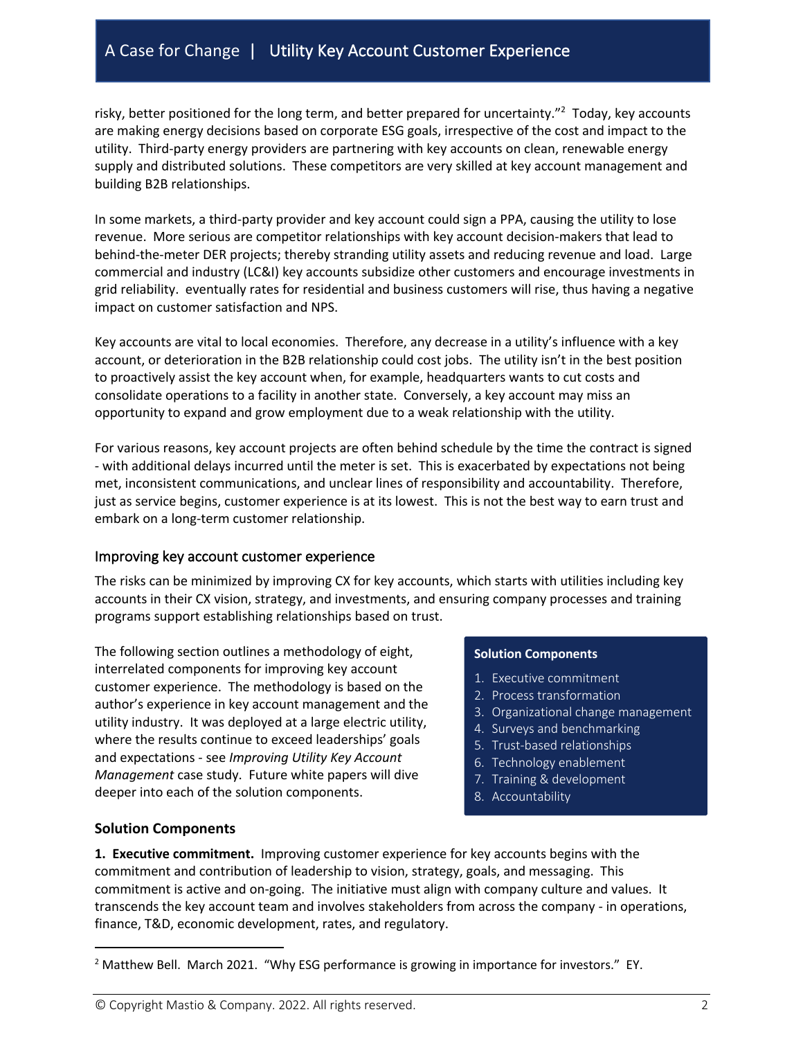risky, better positioned for the long term, and better prepared for uncertainty."[2] Today, key accounts are making energy decisions based on corporate ESG goals, irrespective of the cost and impact to the utility. Third-party energy providers are partnering with key accounts on clean, renewable energy supply and distributed solutions. These competitors are very skilled at key account management and building B2B relationships.

In some markets, a third-party provider and key account could sign a PPA, causing the utility to lose revenue. More serious are competitor relationships with key account decision-makers that lead to behind-the-meter DER projects; thereby stranding utility assets and reducing revenue and load. Large commercial and industry (LC&I) key accounts subsidize other customers and encourage investments in grid reliability. eventually rates for residential and business customers will rise, thus having a negative impact on customer satisfaction and NPS.

Key accounts are vital to local economies. Therefore, any decrease in a utility's influence with a key account, or deterioration in the B2B relationship could cost jobs. The utility isn't in the best position to proactively assist the key account when, for example, headquarters wants to cut costs and consolidate operations to a facility in another state. Conversely, a key account may miss an opportunity to expand and grow employment due to a weak relationship with the utility.

For various reasons, key account projects are often behind schedule by the time the contract is signed - with additional delays incurred until the meter is set. This is exacerbated by expectations not being met, inconsistent communications, and unclear lines of responsibility and accountability. Therefore, just as service begins, customer experience is at its lowest. This is not the best way to earn trust and embark on a long-term customer relationship.

## Improving key account customer experience

The risks can be minimized by improving CX for key accounts, which starts with utilities including key accounts in their CX vision, strategy, and investments, and ensuring company processes and training programs support establishing relationships based on trust.

The following section outlines a methodology of eight, interrelated components for improving key account customer experience. The methodology is based on the author's experience in key account management and the utility industry. It was deployed at a large electric utility, where the results continue to exceed leaderships' goals and expectations - see *Improving Utility Key Account Management* case study. Future white papers will dive deeper into each of the solution components.

**Solution Components**

1. Executive commitment
2. Process transformation
3. Organizational change management
4. Surveys and benchmarking
5. Trust-based relationships
6. Technology enablement
7. Training & development
8. Accountability

### Solution Components

**1. Executive commitment.** Improving customer experience for key accounts begins with the commitment and contribution of leadership to vision, strategy, goals, and messaging. This commitment is active and on-going. The initiative must align with company culture and values. It transcends the key account team and involves stakeholders from across the company - in operations, finance, T&D, economic development, rates, and regulatory.

---

[2] Matthew Bell. March 2021. "Why ESG performance is growing in importance for investors." EY.

© Copyright Mastio & Company. 2022. All rights reserved.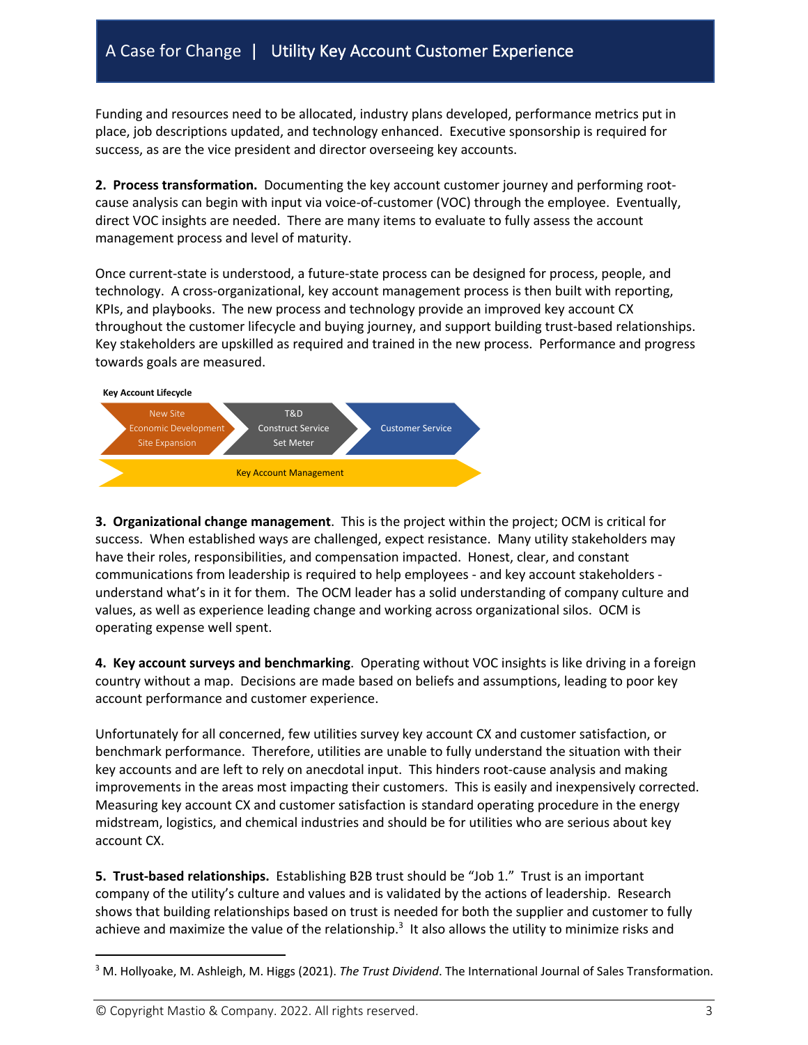Funding and resources need to be allocated, industry plans developed, performance metrics put in place, job descriptions updated, and technology enhanced. Executive sponsorship is required for success, as are the vice president and director overseeing key accounts.

**2. Process transformation.** Documenting the key account customer journey and performing root-cause analysis can begin with input via voice-of-customer (VOC) through the employee. Eventually, direct VOC insights are needed. There are many items to evaluate to fully assess the account management process and level of maturity.

Once current-state is understood, a future-state process can be designed for process, people, and technology. A cross-organizational, key account management process is then built with reporting, KPIs, and playbooks. The new process and technology provide an improved key account CX throughout the customer lifecycle and buying journey, and support building trust-based relationships. Key stakeholders are upskilled as required and trained in the new process. Performance and progress towards goals are measured.

**Key Account Lifecycle**

New Site / Economic Development / Site Expansion → T&D / Construct Service / Set Meter → Customer Service

Key Account Management

**3. Organizational change management**. This is the project within the project; OCM is critical for success. When established ways are challenged, expect resistance. Many utility stakeholders may have their roles, responsibilities, and compensation impacted. Honest, clear, and constant communications from leadership is required to help employees - and key account stakeholders - understand what's in it for them. The OCM leader has a solid understanding of company culture and values, as well as experience leading change and working across organizational silos. OCM is operating expense well spent.

**4. Key account surveys and benchmarking**. Operating without VOC insights is like driving in a foreign country without a map. Decisions are made based on beliefs and assumptions, leading to poor key account performance and customer experience.

Unfortunately for all concerned, few utilities survey key account CX and customer satisfaction, or benchmark performance. Therefore, utilities are unable to fully understand the situation with their key accounts and are left to rely on anecdotal input. This hinders root-cause analysis and making improvements in the areas most impacting their customers. This is easily and inexpensively corrected. Measuring key account CX and customer satisfaction is standard operating procedure in the energy midstream, logistics, and chemical industries and should be for utilities who are serious about key account CX.

**5. Trust-based relationships.** Establishing B2B trust should be "Job 1." Trust is an important company of the utility's culture and values and is validated by the actions of leadership. Research shows that building relationships based on trust is needed for both the supplier and customer to fully achieve and maximize the value of the relationship.[3] It also allows the utility to minimize risks and

---

[3] M. Hollyoake, M. Ashleigh, M. Higgs (2021). *The Trust Dividend*. The International Journal of Sales Transformation.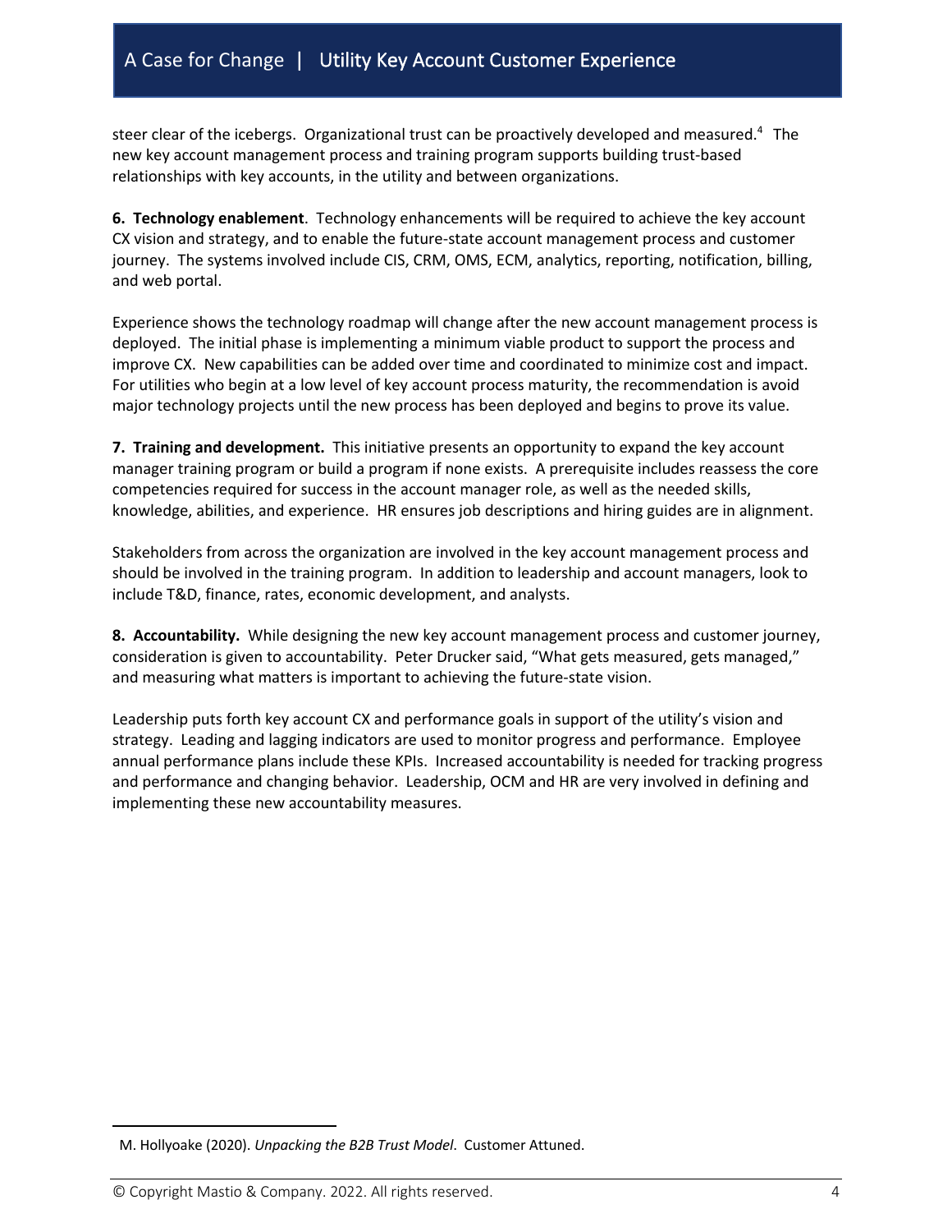steer clear of the icebergs. Organizational trust can be proactively developed and measured.[4] The new key account management process and training program supports building trust-based relationships with key accounts, in the utility and between organizations.

**6. Technology enablement**. Technology enhancements will be required to achieve the key account CX vision and strategy, and to enable the future-state account management process and customer journey. The systems involved include CIS, CRM, OMS, ECM, analytics, reporting, notification, billing, and web portal.

Experience shows the technology roadmap will change after the new account management process is deployed. The initial phase is implementing a minimum viable product to support the process and improve CX. New capabilities can be added over time and coordinated to minimize cost and impact. For utilities who begin at a low level of key account process maturity, the recommendation is avoid major technology projects until the new process has been deployed and begins to prove its value.

**7. Training and development.** This initiative presents an opportunity to expand the key account manager training program or build a program if none exists. A prerequisite includes reassess the core competencies required for success in the account manager role, as well as the needed skills, knowledge, abilities, and experience. HR ensures job descriptions and hiring guides are in alignment.

Stakeholders from across the organization are involved in the key account management process and should be involved in the training program. In addition to leadership and account managers, look to include T&D, finance, rates, economic development, and analysts.

**8. Accountability.** While designing the new key account management process and customer journey, consideration is given to accountability. Peter Drucker said, "What gets measured, gets managed," and measuring what matters is important to achieving the future-state vision.

Leadership puts forth key account CX and performance goals in support of the utility's vision and strategy. Leading and lagging indicators are used to monitor progress and performance. Employee annual performance plans include these KPIs. Increased accountability is needed for tracking progress and performance and changing behavior. Leadership, OCM and HR are very involved in defining and implementing these new accountability measures.

---

M. Hollyoake (2020). *Unpacking the B2B Trust Model*. Customer Attuned.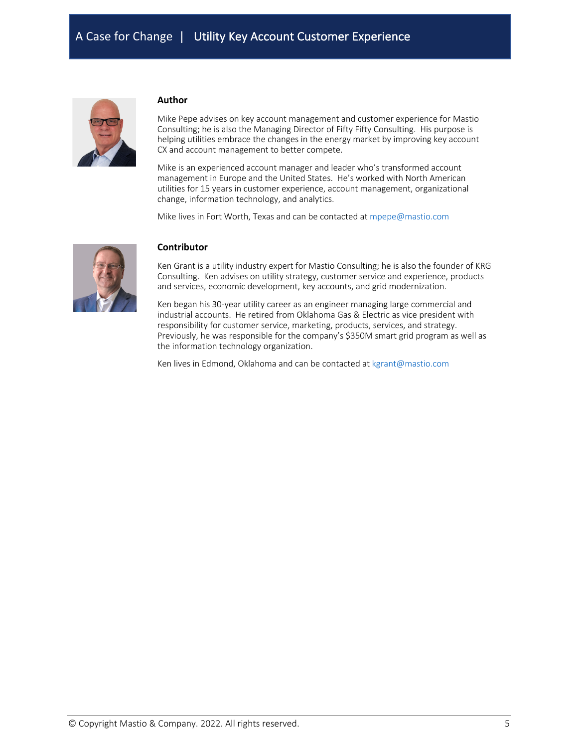**Author**

Mike Pepe advises on key account management and customer experience for Mastio Consulting; he is also the Managing Director of Fifty Fifty Consulting. His purpose is helping utilities embrace the changes in the energy market by improving key account CX and account management to better compete.

Mike is an experienced account manager and leader who's transformed account management in Europe and the United States. He's worked with North American utilities for 15 years in customer experience, account management, organizational change, information technology, and analytics.

Mike lives in Fort Worth, Texas and can be contacted at mpepe@mastio.com

**Contributor**

Ken Grant is a utility industry expert for Mastio Consulting; he is also the founder of KRG Consulting. Ken advises on utility strategy, customer service and experience, products and services, economic development, key accounts, and grid modernization.

Ken began his 30-year utility career as an engineer managing large commercial and industrial accounts. He retired from Oklahoma Gas & Electric as vice president with responsibility for customer service, marketing, products, services, and strategy. Previously, he was responsible for the company's $350M smart grid program as well as the information technology organization.

Ken lives in Edmond, Oklahoma and can be contacted at kgrant@mastio.com

© Copyright Mastio & Company. 2022. All rights reserved.